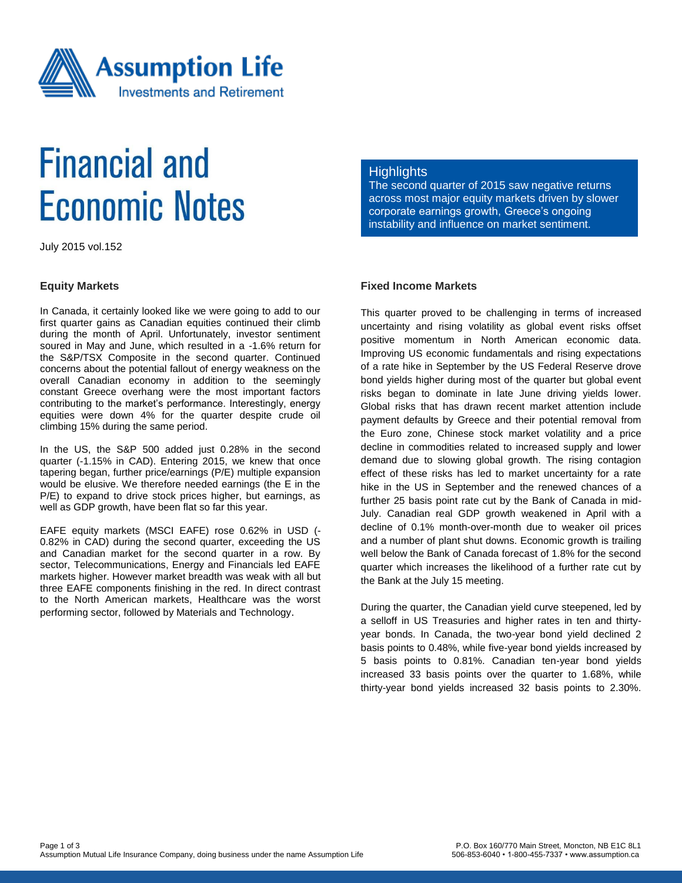Assumption Life
Investments and Retirement

# Financial and Economic Notes

July 2015 vol.152

## Highlights

The second quarter of 2015 saw negative returns across most major equity markets driven by slower corporate earnings growth, Greece's ongoing instability and influence on market sentiment.

### Equity Markets

In Canada, it certainly looked like we were going to add to our first quarter gains as Canadian equities continued their climb during the month of April. Unfortunately, investor sentiment soured in May and June, which resulted in a -1.6% return for the S&P/TSX Composite in the second quarter. Continued concerns about the potential fallout of energy weakness on the overall Canadian economy in addition to the seemingly constant Greece overhang were the most important factors contributing to the market's performance. Interestingly, energy equities were down 4% for the quarter despite crude oil climbing 15% during the same period.

In the US, the S&P 500 added just 0.28% in the second quarter (-1.15% in CAD). Entering 2015, we knew that once tapering began, further price/earnings (P/E) multiple expansion would be elusive. We therefore needed earnings (the E in the P/E) to expand to drive stock prices higher, but earnings, as well as GDP growth, have been flat so far this year.

EAFE equity markets (MSCI EAFE) rose 0.62% in USD (-0.82% in CAD) during the second quarter, exceeding the US and Canadian market for the second quarter in a row. By sector, Telecommunications, Energy and Financials led EAFE markets higher. However market breadth was weak with all but three EAFE components finishing in the red. In direct contrast to the North American markets, Healthcare was the worst performing sector, followed by Materials and Technology.

### Fixed Income Markets

This quarter proved to be challenging in terms of increased uncertainty and rising volatility as global event risks offset positive momentum in North American economic data. Improving US economic fundamentals and rising expectations of a rate hike in September by the US Federal Reserve drove bond yields higher during most of the quarter but global event risks began to dominate in late June driving yields lower. Global risks that has drawn recent market attention include payment defaults by Greece and their potential removal from the Euro zone, Chinese stock market volatility and a price decline in commodities related to increased supply and lower demand due to slowing global growth. The rising contagion effect of these risks has led to market uncertainty for a rate hike in the US in September and the renewed chances of a further 25 basis point rate cut by the Bank of Canada in mid-July. Canadian real GDP growth weakened in April with a decline of 0.1% month-over-month due to weaker oil prices and a number of plant shut downs. Economic growth is trailing well below the Bank of Canada forecast of 1.8% for the second quarter which increases the likelihood of a further rate cut by the Bank at the July 15 meeting.

During the quarter, the Canadian yield curve steepened, led by a selloff in US Treasuries and higher rates in ten and thirty-year bonds. In Canada, the two-year bond yield declined 2 basis points to 0.48%, while five-year bond yields increased by 5 basis points to 0.81%. Canadian ten-year bond yields increased 33 basis points over the quarter to 1.68%, while thirty-year bond yields increased 32 basis points to 2.30%.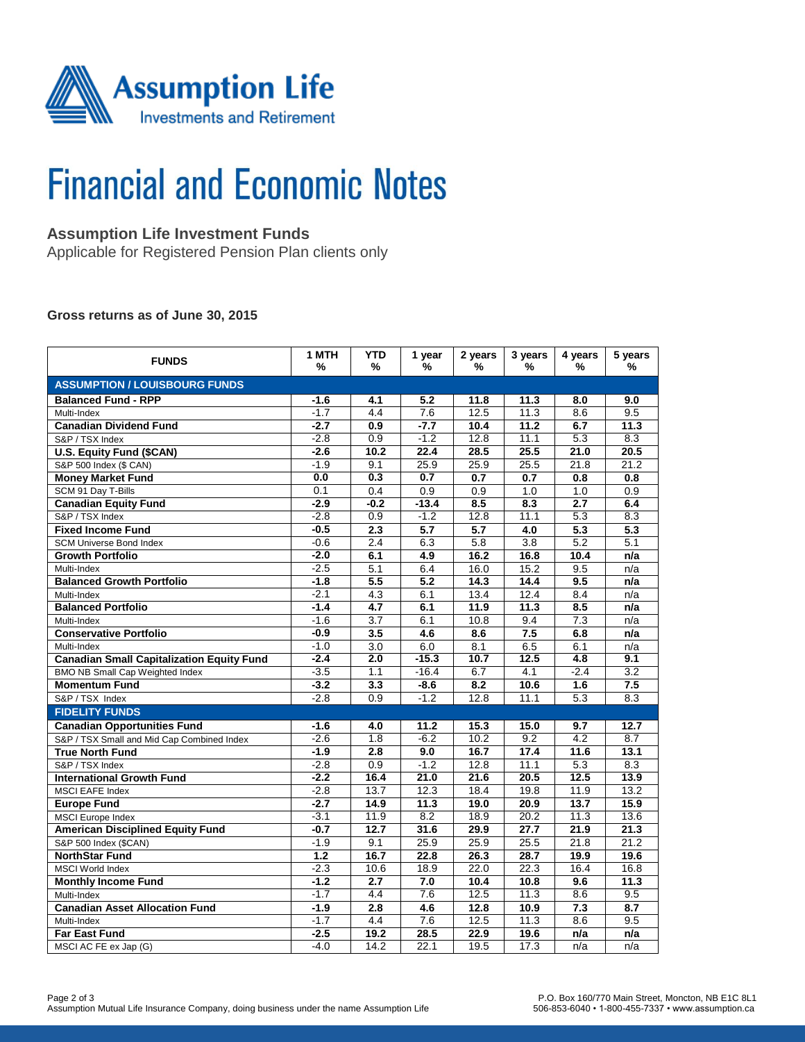Assumption Life
Investments and Retirement

# Financial and Economic Notes

## Assumption Life Investment Funds

Applicable for Registered Pension Plan clients only

**Gross returns as of June 30, 2015**

| FUNDS | 1 MTH % | YTD % | 1 year % | 2 years % | 3 years % | 4 years % | 5 years % |
|---|---|---|---|---|---|---|---|
| **ASSUMPTION / LOUISBOURG FUNDS** | | | | | | | |
| **Balanced Fund - RPP** | **-1.6** | **4.1** | **5.2** | **11.8** | **11.3** | **8.0** | **9.0** |
| Multi-Index | -1.7 | 4.4 | 7.6 | 12.5 | 11.3 | 8.6 | 9.5 |
| **Canadian Dividend Fund** | **-2.7** | **0.9** | **-7.7** | **10.4** | **11.2** | **6.7** | **11.3** |
| S&P / TSX Index | -2.8 | 0.9 | -1.2 | 12.8 | 11.1 | 5.3 | 8.3 |
| **U.S. Equity Fund ($CAN)** | **-2.6** | **10.2** | **22.4** | **28.5** | **25.5** | **21.0** | **20.5** |
| S&P 500 Index ($ CAN) | -1.9 | 9.1 | 25.9 | 25.9 | 25.5 | 21.8 | 21.2 |
| **Money Market Fund** | **0.0** | **0.3** | **0.7** | **0.7** | **0.7** | **0.8** | **0.8** |
| SCM 91 Day T-Bills | 0.1 | 0.4 | 0.9 | 0.9 | 1.0 | 1.0 | 0.9 |
| **Canadian Equity Fund** | **-2.9** | **-0.2** | **-13.4** | **8.5** | **8.3** | **2.7** | **6.4** |
| S&P / TSX Index | -2.8 | 0.9 | -1.2 | 12.8 | 11.1 | 5.3 | 8.3 |
| **Fixed Income Fund** | **-0.5** | **2.3** | **5.7** | **5.7** | **4.0** | **5.3** | **5.3** |
| SCM Universe Bond Index | -0.6 | 2.4 | 6.3 | 5.8 | 3.8 | 5.2 | 5.1 |
| **Growth Portfolio** | **-2.0** | **6.1** | **4.9** | **16.2** | **16.8** | **10.4** | **n/a** |
| Multi-Index | -2.5 | 5.1 | 6.4 | 16.0 | 15.2 | 9.5 | n/a |
| **Balanced Growth Portfolio** | **-1.8** | **5.5** | **5.2** | **14.3** | **14.4** | **9.5** | **n/a** |
| Multi-Index | -2.1 | 4.3 | 6.1 | 13.4 | 12.4 | 8.4 | n/a |
| **Balanced Portfolio** | **-1.4** | **4.7** | **6.1** | **11.9** | **11.3** | **8.5** | **n/a** |
| Multi-Index | -1.6 | 3.7 | 6.1 | 10.8 | 9.4 | 7.3 | n/a |
| **Conservative Portfolio** | **-0.9** | **3.5** | **4.6** | **8.6** | **7.5** | **6.8** | **n/a** |
| Multi-Index | -1.0 | 3.0 | 6.0 | 8.1 | 6.5 | 6.1 | n/a |
| **Canadian Small Capitalization Equity Fund** | **-2.4** | **2.0** | **-15.3** | **10.7** | **12.5** | **4.8** | **9.1** |
| BMO NB Small Cap Weighted Index | -3.5 | 1.1 | -16.4 | 6.7 | 4.1 | -2.4 | 3.2 |
| **Momentum Fund** | **-3.2** | **3.3** | **-8.6** | **8.2** | **10.6** | **1.6** | **7.5** |
| S&P / TSX Index | -2.8 | 0.9 | -1.2 | 12.8 | 11.1 | 5.3 | 8.3 |
| **FIDELITY FUNDS** | | | | | | | |
| **Canadian Opportunities Fund** | **-1.6** | **4.0** | **11.2** | **15.3** | **15.0** | **9.7** | **12.7** |
| S&P / TSX Small and Mid Cap Combined Index | -2.6 | 1.8 | -6.2 | 10.2 | 9.2 | 4.2 | 8.7 |
| **True North Fund** | **-1.9** | **2.8** | **9.0** | **16.7** | **17.4** | **11.6** | **13.1** |
| S&P / TSX Index | -2.8 | 0.9 | -1.2 | 12.8 | 11.1 | 5.3 | 8.3 |
| **International Growth Fund** | **-2.2** | **16.4** | **21.0** | **21.6** | **20.5** | **12.5** | **13.9** |
| MSCI EAFE Index | -2.8 | 13.7 | 12.3 | 18.4 | 19.8 | 11.9 | 13.2 |
| **Europe Fund** | **-2.7** | **14.9** | **11.3** | **19.0** | **20.9** | **13.7** | **15.9** |
| MSCI Europe Index | -3.1 | 11.9 | 8.2 | 18.9 | 20.2 | 11.3 | 13.6 |
| **American Disciplined Equity Fund** | **-0.7** | **12.7** | **31.6** | **29.9** | **27.7** | **21.9** | **21.3** |
| S&P 500 Index ($CAN) | -1.9 | 9.1 | 25.9 | 25.9 | 25.5 | 21.8 | 21.2 |
| **NorthStar Fund** | **1.2** | **16.7** | **22.8** | **26.3** | **28.7** | **19.9** | **19.6** |
| MSCI World Index | -2.3 | 10.6 | 18.9 | 22.0 | 22.3 | 16.4 | 16.8 |
| **Monthly Income Fund** | **-1.2** | **2.7** | **7.0** | **10.4** | **10.8** | **9.6** | **11.3** |
| Multi-Index | -1.7 | 4.4 | 7.6 | 12.5 | 11.3 | 8.6 | 9.5 |
| **Canadian Asset Allocation Fund** | **-1.9** | **2.8** | **4.6** | **12.8** | **10.9** | **7.3** | **8.7** |
| Multi-Index | -1.7 | 4.4 | 7.6 | 12.5 | 11.3 | 8.6 | 9.5 |
| **Far East Fund** | **-2.5** | **19.2** | **28.5** | **22.9** | **19.6** | **n/a** | **n/a** |
| MSCI AC FE ex Jap (G) | -4.0 | 14.2 | 22.1 | 19.5 | 17.3 | n/a | n/a |

Assumption Mutual Life Insurance Company, doing business under the name Assumption Life

P.O. Box 160/770 Main Street, Moncton, NB E1C 8L1
506-853-6040 • 1-800-455-7337 • www.assumption.ca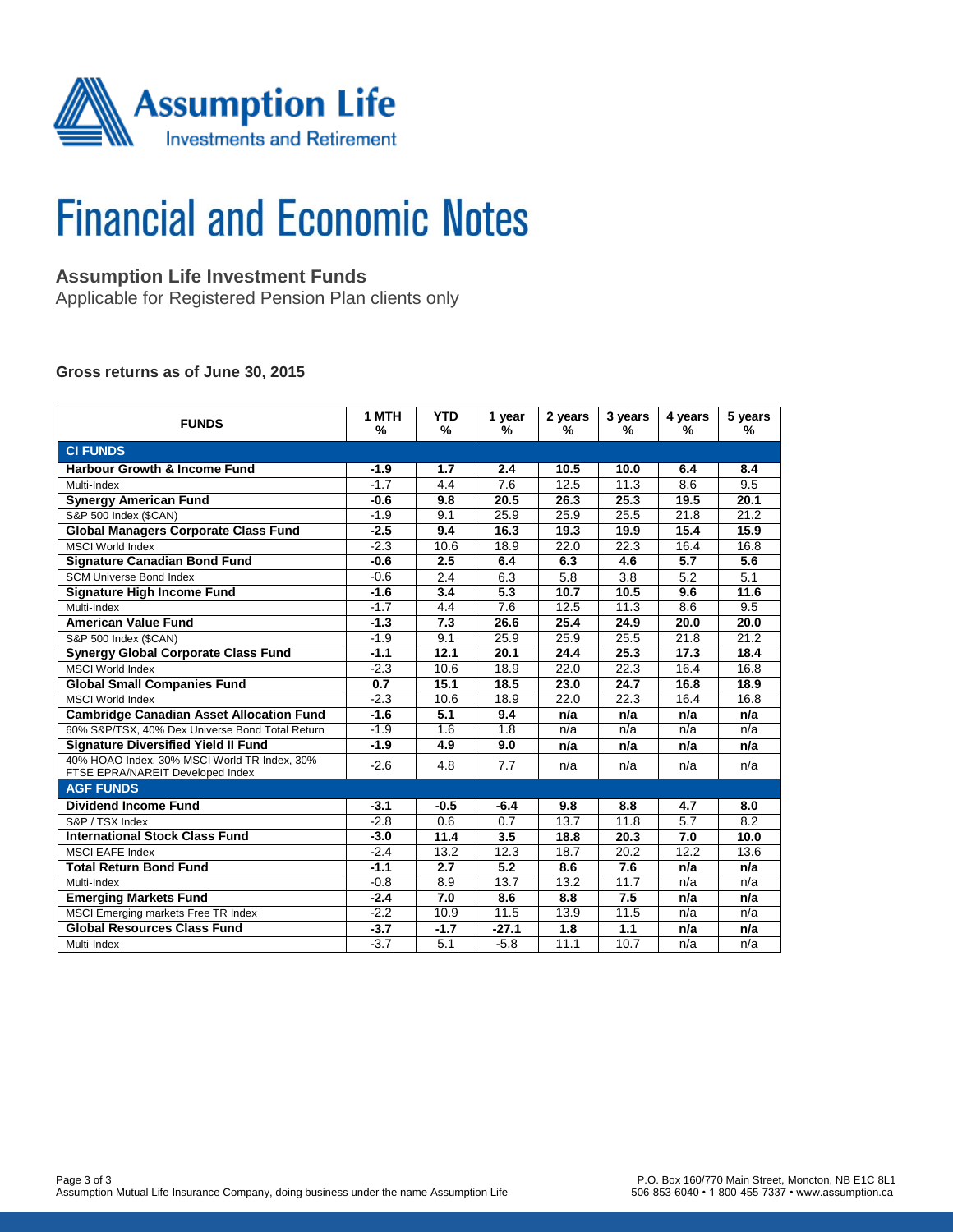# Financial and Economic Notes

## Assumption Life Investment Funds

Applicable for Registered Pension Plan clients only

### Gross returns as of June 30, 2015

| FUNDS | 1 MTH % | YTD % | 1 year % | 2 years % | 3 years % | 4 years % | 5 years % |
|---|---|---|---|---|---|---|---|
| **CI FUNDS** | | | | | | | |
| **Harbour Growth & Income Fund** | **-1.9** | **1.7** | **2.4** | **10.5** | **10.0** | **6.4** | **8.4** |
| Multi-Index | -1.7 | 4.4 | 7.6 | 12.5 | 11.3 | 8.6 | 9.5 |
| **Synergy American Fund** | **-0.6** | **9.8** | **20.5** | **26.3** | **25.3** | **19.5** | **20.1** |
| S&P 500 Index ($CAN) | -1.9 | 9.1 | 25.9 | 25.9 | 25.5 | 21.8 | 21.2 |
| **Global Managers Corporate Class Fund** | **-2.5** | **9.4** | **16.3** | **19.3** | **19.9** | **15.4** | **15.9** |
| MSCI World Index | -2.3 | 10.6 | 18.9 | 22.0 | 22.3 | 16.4 | 16.8 |
| **Signature Canadian Bond Fund** | **-0.6** | **2.5** | **6.4** | **6.3** | **4.6** | **5.7** | **5.6** |
| SCM Universe Bond Index | -0.6 | 2.4 | 6.3 | 5.8 | 3.8 | 5.2 | 5.1 |
| **Signature High Income Fund** | **-1.6** | **3.4** | **5.3** | **10.7** | **10.5** | **9.6** | **11.6** |
| Multi-Index | -1.7 | 4.4 | 7.6 | 12.5 | 11.3 | 8.6 | 9.5 |
| **American Value Fund** | **-1.3** | **7.3** | **26.6** | **25.4** | **24.9** | **20.0** | **20.0** |
| S&P 500 Index ($CAN) | -1.9 | 9.1 | 25.9 | 25.9 | 25.5 | 21.8 | 21.2 |
| **Synergy Global Corporate Class Fund** | **-1.1** | **12.1** | **20.1** | **24.4** | **25.3** | **17.3** | **18.4** |
| MSCI World Index | -2.3 | 10.6 | 18.9 | 22.0 | 22.3 | 16.4 | 16.8 |
| **Global Small Companies Fund** | **0.7** | **15.1** | **18.5** | **23.0** | **24.7** | **16.8** | **18.9** |
| MSCI World Index | -2.3 | 10.6 | 18.9 | 22.0 | 22.3 | 16.4 | 16.8 |
| **Cambridge Canadian Asset Allocation Fund** | **-1.6** | **5.1** | **9.4** | **n/a** | **n/a** | **n/a** | **n/a** |
| 60% S&P/TSX, 40% Dex Universe Bond Total Return | -1.9 | 1.6 | 1.8 | n/a | n/a | n/a | n/a |
| **Signature Diversified Yield II Fund** | **-1.9** | **4.9** | **9.0** | **n/a** | **n/a** | **n/a** | **n/a** |
| 40% HOAO Index, 30% MSCI World TR Index, 30% FTSE EPRA/NAREIT Developed Index | -2.6 | 4.8 | 7.7 | n/a | n/a | n/a | n/a |
| **AGF FUNDS** | | | | | | | |
| **Dividend Income Fund** | **-3.1** | **-0.5** | **-6.4** | **9.8** | **8.8** | **4.7** | **8.0** |
| S&P / TSX Index | -2.8 | 0.6 | 0.7 | 13.7 | 11.8 | 5.7 | 8.2 |
| **International Stock Class Fund** | **-3.0** | **11.4** | **3.5** | **18.8** | **20.3** | **7.0** | **10.0** |
| MSCI EAFE Index | -2.4 | 13.2 | 12.3 | 18.7 | 20.2 | 12.2 | 13.6 |
| **Total Return Bond Fund** | **-1.1** | **2.7** | **5.2** | **8.6** | **7.6** | **n/a** | **n/a** |
| Multi-Index | -0.8 | 8.9 | 13.7 | 13.2 | 11.7 | n/a | n/a |
| **Emerging Markets Fund** | **-2.4** | **7.0** | **8.6** | **8.8** | **7.5** | **n/a** | **n/a** |
| MSCI Emerging markets Free TR Index | -2.2 | 10.9 | 11.5 | 13.9 | 11.5 | n/a | n/a |
| **Global Resources Class Fund** | **-3.7** | **-1.7** | **-27.1** | **1.8** | **1.1** | **n/a** | **n/a** |
| Multi-Index | -3.7 | 5.1 | -5.8 | 11.1 | 10.7 | n/a | n/a |

Assumption Mutual Life Insurance Company, doing business under the name Assumption Life

P.O. Box 160/770 Main Street, Moncton, NB E1C 8L1
506-853-6040 • 1-800-455-7337 • www.assumption.ca